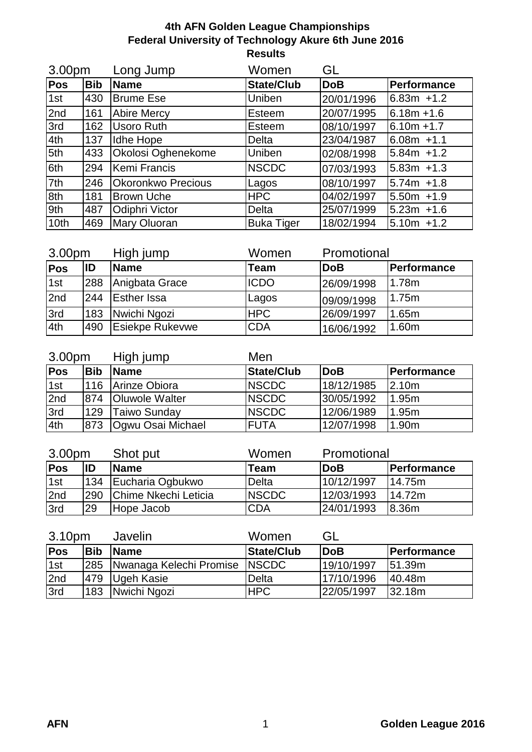**4th AFN Golden League Championships**
**Federal University of Technology Akure 6th June 2016**
**Results**

| 3.00pm | | Long Jump | Women | GL | |
|---|---|---|---|---|---|
| **Pos** | **Bib** | **Name** | **State/Club** | **DoB** | **Performance** |
| 1st | 430 | Brume Ese | Uniben | 20/01/1996 | 6.83m +1.2 |
| 2nd | 161 | Abire Mercy | Esteem | 20/07/1995 | 6.18m +1.6 |
| 3rd | 162 | Usoro Ruth | Esteem | 08/10/1997 | 6.10m +1.7 |
| 4th | 137 | Idhe Hope | Delta | 23/04/1987 | 6.08m +1.1 |
| 5th | 433 | Okolosi Oghenekome | Uniben | 02/08/1998 | 5.84m +1.2 |
| 6th | 294 | Kemi Francis | NSCDC | 07/03/1993 | 5.83m +1.3 |
| 7th | 246 | Okoronkwo Precious | Lagos | 08/10/1997 | 5.74m +1.8 |
| 8th | 181 | Brown Uche | HPC | 04/02/1997 | 5.50m +1.9 |
| 9th | 487 | Odiphri Victor | Delta | 25/07/1999 | 5.23m +1.6 |
| 10th | 469 | Mary Oluoran | Buka Tiger | 18/02/1994 | 5.10m +1.2 |

| 3.00pm | | High jump | Women | Promotional | |
|---|---|---|---|---|---|
| **Pos** | **ID** | **Name** | **Team** | **DoB** | **Performance** |
| 1st | 288 | Anigbata Grace | ICDO | 26/09/1998 | 1.78m |
| 2nd | 244 | Esther Issa | Lagos | 09/09/1998 | 1.75m |
| 3rd | 183 | Nwichi Ngozi | HPC | 26/09/1997 | 1.65m |
| 4th | 490 | Esiekpe Rukevwe | CDA | 16/06/1992 | 1.60m |

| 3.00pm | | High jump | Men | | |
|---|---|---|---|---|---|
| **Pos** | **Bib** | **Name** | **State/Club** | **DoB** | **Performance** |
| 1st | 116 | Arinze Obiora | NSCDC | 18/12/1985 | 2.10m |
| 2nd | 874 | Oluwole Walter | NSCDC | 30/05/1992 | 1.95m |
| 3rd | 129 | Taiwo Sunday | NSCDC | 12/06/1989 | 1.95m |
| 4th | 873 | Ogwu Osai Michael | FUTA | 12/07/1998 | 1.90m |

| 3.00pm | | Shot put | Women | Promotional | |
|---|---|---|---|---|---|
| **Pos** | **ID** | **Name** | **Team** | **DoB** | **Performance** |
| 1st | 134 | Eucharia Ogbukwo | Delta | 10/12/1997 | 14.75m |
| 2nd | 290 | Chime Nkechi Leticia | NSCDC | 12/03/1993 | 14.72m |
| 3rd | 29 | Hope Jacob | CDA | 24/01/1993 | 8.36m |

| 3.10pm | | Javelin | Women | GL | |
|---|---|---|---|---|---|
| **Pos** | **Bib** | **Name** | **State/Club** | **DoB** | **Performance** |
| 1st | 285 | Nwanaga Kelechi Promise | NSCDC | 19/10/1997 | 51.39m |
| 2nd | 479 | Ugeh Kasie | Delta | 17/10/1996 | 40.48m |
| 3rd | 183 | Nwichi Ngozi | HPC | 22/05/1997 | 32.18m |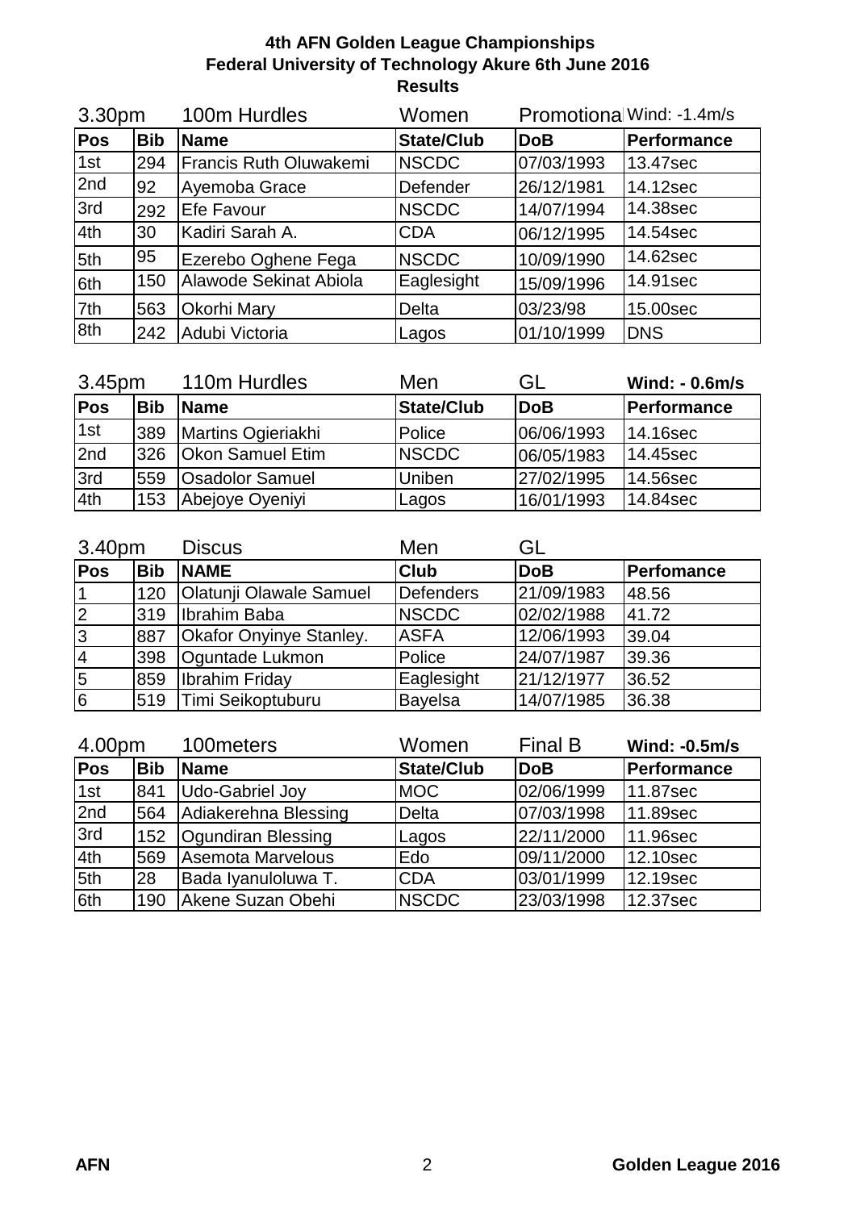**4th AFN Golden League Championships**
**Federal University of Technology Akure 6th June 2016**
**Results**

| 3.30pm | | 100m Hurdles | Women | Promotiona | Wind: -1.4m/s |
|---|---|---|---|---|---|
| **Pos** | **Bib** | **Name** | **State/Club** | **DoB** | **Performance** |
| 1st | 294 | Francis Ruth Oluwakemi | NSCDC | 07/03/1993 | 13.47sec |
| 2nd | 92 | Ayemoba Grace | Defender | 26/12/1981 | 14.12sec |
| 3rd | 292 | Efe Favour | NSCDC | 14/07/1994 | 14.38sec |
| 4th | 30 | Kadiri Sarah A. | CDA | 06/12/1995 | 14.54sec |
| 5th | 95 | Ezerebo Oghene Fega | NSCDC | 10/09/1990 | 14.62sec |
| 6th | 150 | Alawode Sekinat Abiola | Eaglesight | 15/09/1996 | 14.91sec |
| 7th | 563 | Okorhi Mary | Delta | 03/23/98 | 15.00sec |
| 8th | 242 | Adubi Victoria | Lagos | 01/10/1999 | DNS |

| 3.45pm | | 110m Hurdles | Men | GL | **Wind: - 0.6m/s** |
|---|---|---|---|---|---|
| **Pos** | **Bib** | **Name** | **State/Club** | **DoB** | **Performance** |
| 1st | 389 | Martins Ogieriakhi | Police | 06/06/1993 | 14.16sec |
| 2nd | 326 | Okon Samuel Etim | NSCDC | 06/05/1983 | 14.45sec |
| 3rd | 559 | Osadolor Samuel | Uniben | 27/02/1995 | 14.56sec |
| 4th | 153 | Abejoye Oyeniyi | Lagos | 16/01/1993 | 14.84sec |

| 3.40pm | | Discus | Men | GL | |
|---|---|---|---|---|---|
| **Pos** | **Bib** | **NAME** | **Club** | **DoB** | **Perfomance** |
| 1 | 120 | Olatunji Olawale Samuel | Defenders | 21/09/1983 | 48.56 |
| 2 | 319 | Ibrahim Baba | NSCDC | 02/02/1988 | 41.72 |
| 3 | 887 | Okafor Onyinye Stanley. | ASFA | 12/06/1993 | 39.04 |
| 4 | 398 | Oguntade Lukmon | Police | 24/07/1987 | 39.36 |
| 5 | 859 | Ibrahim Friday | Eaglesight | 21/12/1977 | 36.52 |
| 6 | 519 | Timi Seikoptuburu | Bayelsa | 14/07/1985 | 36.38 |

| 4.00pm | | 100meters | Women | Final B | **Wind: -0.5m/s** |
|---|---|---|---|---|---|
| **Pos** | **Bib** | **Name** | **State/Club** | **DoB** | **Performance** |
| 1st | 841 | Udo-Gabriel Joy | MOC | 02/06/1999 | 11.87sec |
| 2nd | 564 | Adiakerehna Blessing | Delta | 07/03/1998 | 11.89sec |
| 3rd | 152 | Ogundiran Blessing | Lagos | 22/11/2000 | 11.96sec |
| 4th | 569 | Asemota Marvelous | Edo | 09/11/2000 | 12.10sec |
| 5th | 28 | Bada Iyanuloluwa T. | CDA | 03/01/1999 | 12.19sec |
| 6th | 190 | Akene Suzan Obehi | NSCDC | 23/03/1998 | 12.37sec |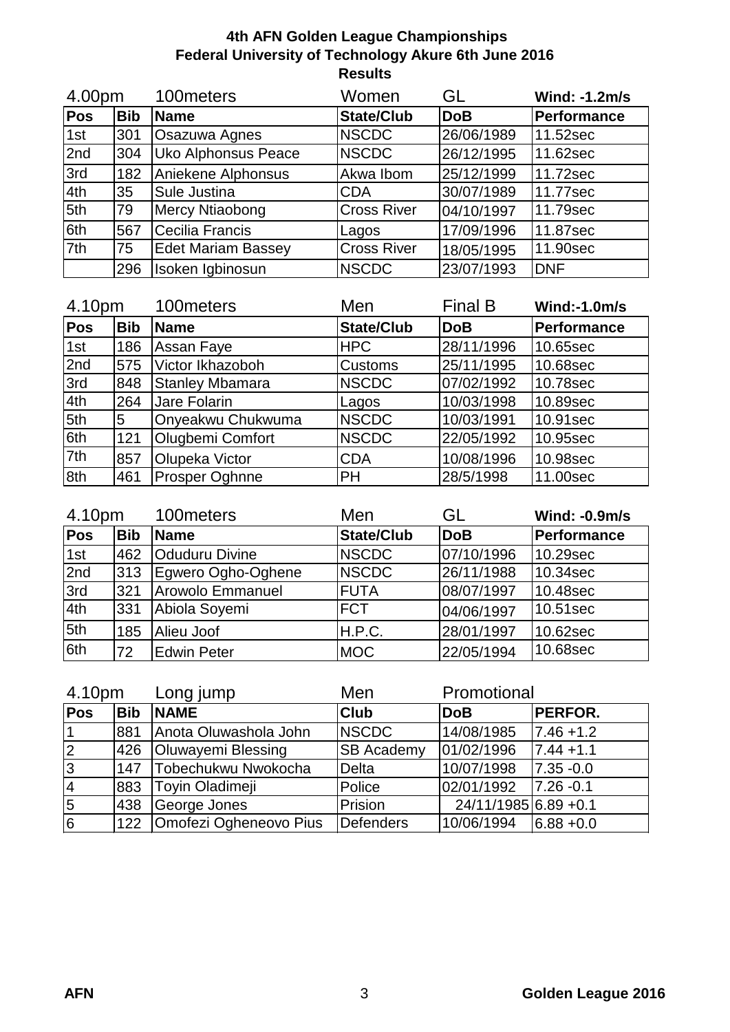**4th AFN Golden League Championships**
**Federal University of Technology Akure 6th June 2016**
**Results**

| 4.00pm | | 100meters | Women | GL | **Wind: -1.2m/s** |
|---|---|---|---|---|---|
| **Pos** | **Bib** | **Name** | **State/Club** | **DoB** | **Performance** |
| 1st | 301 | Osazuwa Agnes | NSCDC | 26/06/1989 | 11.52sec |
| 2nd | 304 | Uko Alphonsus Peace | NSCDC | 26/12/1995 | 11.62sec |
| 3rd | 182 | Aniekene Alphonsus | Akwa Ibom | 25/12/1999 | 11.72sec |
| 4th | 35 | Sule Justina | CDA | 30/07/1989 | 11.77sec |
| 5th | 79 | Mercy Ntiaobong | Cross River | 04/10/1997 | 11.79sec |
| 6th | 567 | Cecilia Francis | Lagos | 17/09/1996 | 11.87sec |
| 7th | 75 | Edet Mariam Bassey | Cross River | 18/05/1995 | 11.90sec |
| | 296 | Isoken Igbinosun | NSCDC | 23/07/1993 | DNF |

| 4.10pm | | 100meters | Men | Final B | **Wind:-1.0m/s** |
|---|---|---|---|---|---|
| **Pos** | **Bib** | **Name** | **State/Club** | **DoB** | **Performance** |
| 1st | 186 | Assan Faye | HPC | 28/11/1996 | 10.65sec |
| 2nd | 575 | Victor Ikhazoboh | Customs | 25/11/1995 | 10.68sec |
| 3rd | 848 | Stanley Mbamara | NSCDC | 07/02/1992 | 10.78sec |
| 4th | 264 | Jare Folarin | Lagos | 10/03/1998 | 10.89sec |
| 5th | 5 | Onyeakwu Chukwuma | NSCDC | 10/03/1991 | 10.91sec |
| 6th | 121 | Olugbemi Comfort | NSCDC | 22/05/1992 | 10.95sec |
| 7th | 857 | Olupeka Victor | CDA | 10/08/1996 | 10.98sec |
| 8th | 461 | Prosper Oghnne | PH | 28/5/1998 | 11.00sec |

| 4.10pm | | 100meters | Men | GL | **Wind: -0.9m/s** |
|---|---|---|---|---|---|
| **Pos** | **Bib** | **Name** | **State/Club** | **DoB** | **Performance** |
| 1st | 462 | Oduduru Divine | NSCDC | 07/10/1996 | 10.29sec |
| 2nd | 313 | Egwero Ogho-Oghene | NSCDC | 26/11/1988 | 10.34sec |
| 3rd | 321 | Arowolo Emmanuel | FUTA | 08/07/1997 | 10.48sec |
| 4th | 331 | Abiola Soyemi | FCT | 04/06/1997 | 10.51sec |
| 5th | 185 | Alieu Joof | H.P.C. | 28/01/1997 | 10.62sec |
| 6th | 72 | Edwin Peter | MOC | 22/05/1994 | 10.68sec |

| 4.10pm | | Long jump | Men | Promotional | |
|---|---|---|---|---|---|
| **Pos** | **Bib** | **NAME** | **Club** | **DoB** | **PERFOR.** |
| 1 | 881 | Anota Oluwashola John | NSCDC | 14/08/1985 | 7.46 +1.2 |
| 2 | 426 | Oluwayemi Blessing | SB Academy | 01/02/1996 | 7.44 +1.1 |
| 3 | 147 | Tobechukwu Nwokocha | Delta | 10/07/1998 | 7.35 -0.0 |
| 4 | 883 | Toyin Oladimeji | Police | 02/01/1992 | 7.26 -0.1 |
| 5 | 438 | George Jones | Prision | 24/11/1985 | 6.89 +0.1 |
| 6 | 122 | Omofezi Ogheneovo Pius | Defenders | 10/06/1994 | 6.88 +0.0 |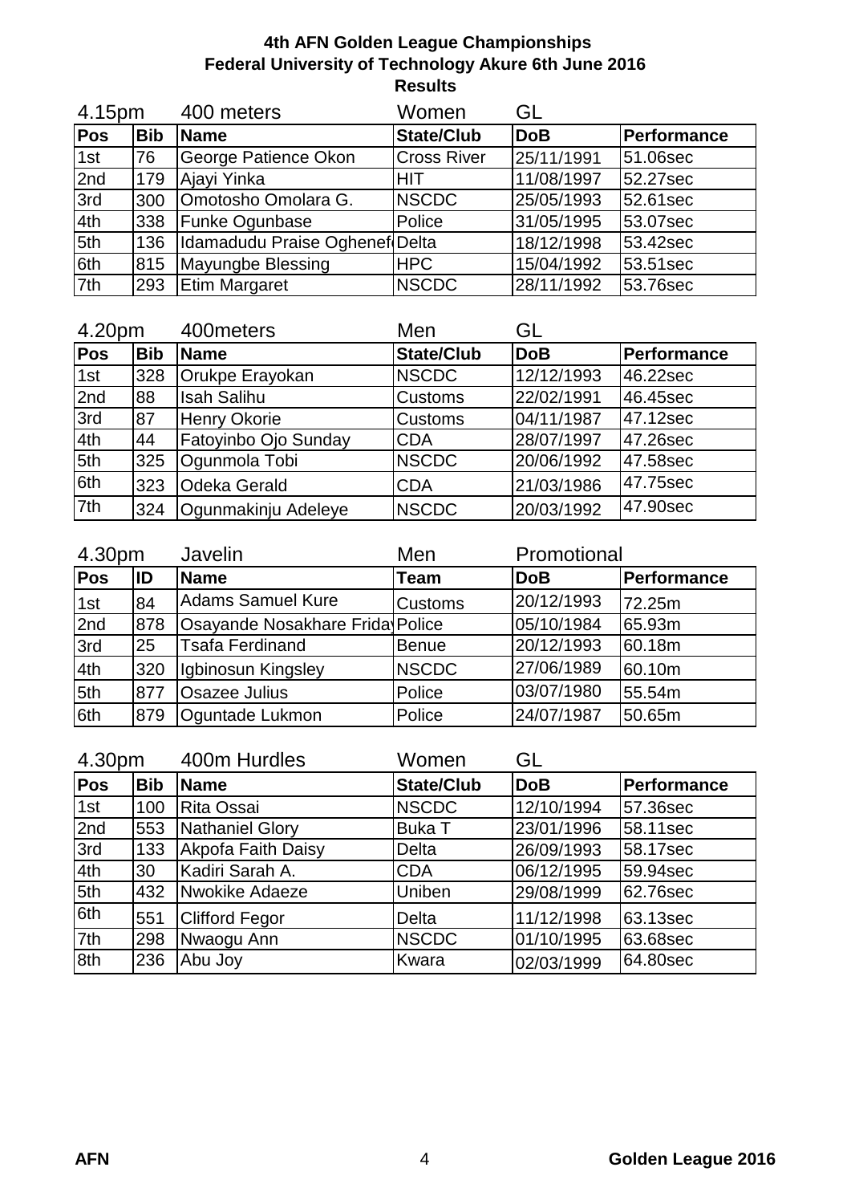**4th AFN Golden League Championships**
**Federal University of Technology Akure 6th June 2016**
**Results**

4.15pm 400 meters Women GL

| Pos | Bib | Name | State/Club | DoB | Performance |
|---|---|---|---|---|---|
| 1st | 76 | George Patience Okon | Cross River | 25/11/1991 | 51.06sec |
| 2nd | 179 | Ajayi Yinka | HIT | 11/08/1997 | 52.27sec |
| 3rd | 300 | Omotosho Omolara G. | NSCDC | 25/05/1993 | 52.61sec |
| 4th | 338 | Funke Ogunbase | Police | 31/05/1995 | 53.07sec |
| 5th | 136 | Idamadudu Praise Oghenef | Delta | 18/12/1998 | 53.42sec |
| 6th | 815 | Mayungbe Blessing | HPC | 15/04/1992 | 53.51sec |
| 7th | 293 | Etim Margaret | NSCDC | 28/11/1992 | 53.76sec |

4.20pm 400meters Men GL

| Pos | Bib | Name | State/Club | DoB | Performance |
|---|---|---|---|---|---|
| 1st | 328 | Orukpe Erayokan | NSCDC | 12/12/1993 | 46.22sec |
| 2nd | 88 | Isah Salihu | Customs | 22/02/1991 | 46.45sec |
| 3rd | 87 | Henry Okorie | Customs | 04/11/1987 | 47.12sec |
| 4th | 44 | Fatoyinbo Ojo Sunday | CDA | 28/07/1997 | 47.26sec |
| 5th | 325 | Ogunmola Tobi | NSCDC | 20/06/1992 | 47.58sec |
| 6th | 323 | Odeka Gerald | CDA | 21/03/1986 | 47.75sec |
| 7th | 324 | Ogunmakinju Adeleye | NSCDC | 20/03/1992 | 47.90sec |

4.30pm Javelin Men Promotional

| Pos | ID | Name | Team | DoB | Performance |
|---|---|---|---|---|---|
| 1st | 84 | Adams Samuel Kure | Customs | 20/12/1993 | 72.25m |
| 2nd | 878 | Osayande Nosakhare Friday | Police | 05/10/1984 | 65.93m |
| 3rd | 25 | Tsafa Ferdinand | Benue | 20/12/1993 | 60.18m |
| 4th | 320 | Igbinosun Kingsley | NSCDC | 27/06/1989 | 60.10m |
| 5th | 877 | Osazee Julius | Police | 03/07/1980 | 55.54m |
| 6th | 879 | Oguntade Lukmon | Police | 24/07/1987 | 50.65m |

4.30pm 400m Hurdles Women GL

| Pos | Bib | Name | State/Club | DoB | Performance |
|---|---|---|---|---|---|
| 1st | 100 | Rita Ossai | NSCDC | 12/10/1994 | 57.36sec |
| 2nd | 553 | Nathaniel Glory | Buka T | 23/01/1996 | 58.11sec |
| 3rd | 133 | Akpofa Faith Daisy | Delta | 26/09/1993 | 58.17sec |
| 4th | 30 | Kadiri Sarah A. | CDA | 06/12/1995 | 59.94sec |
| 5th | 432 | Nwokike Adaeze | Uniben | 29/08/1999 | 62.76sec |
| 6th | 551 | Clifford Fegor | Delta | 11/12/1998 | 63.13sec |
| 7th | 298 | Nwaogu Ann | NSCDC | 01/10/1995 | 63.68sec |
| 8th | 236 | Abu Joy | Kwara | 02/03/1999 | 64.80sec |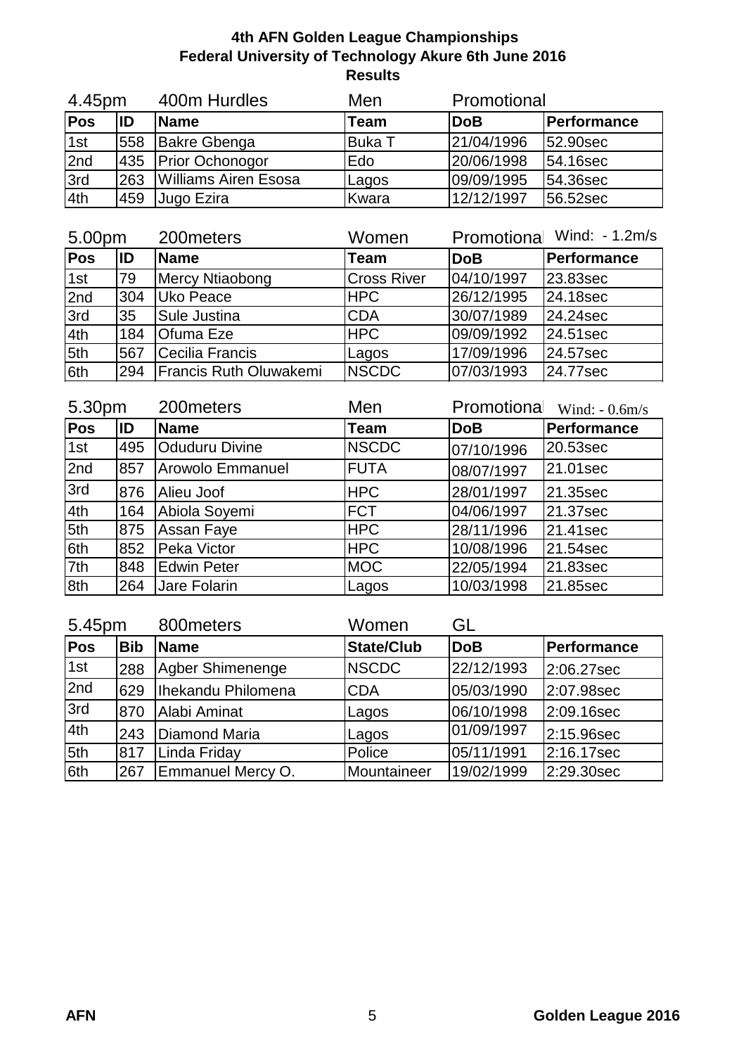**4th AFN Golden League Championships**
**Federal University of Technology Akure 6th June 2016**
**Results**

4.45pm 400m Hurdles Men Promotional

| Pos | ID | Name | Team | DoB | Performance |
|---|---|---|---|---|---|
| 1st | 558 | Bakre Gbenga | Buka T | 21/04/1996 | 52.90sec |
| 2nd | 435 | Prior Ochonogor | Edo | 20/06/1998 | 54.16sec |
| 3rd | 263 | Williams Airen Esosa | Lagos | 09/09/1995 | 54.36sec |
| 4th | 459 | Jugo Ezira | Kwara | 12/12/1997 | 56.52sec |

5.00pm 200meters Women Promotional Wind: - 1.2m/s

| Pos | ID | Name | Team | DoB | Performance |
|---|---|---|---|---|---|
| 1st | 79 | Mercy Ntiaobong | Cross River | 04/10/1997 | 23.83sec |
| 2nd | 304 | Uko Peace | HPC | 26/12/1995 | 24.18sec |
| 3rd | 35 | Sule Justina | CDA | 30/07/1989 | 24.24sec |
| 4th | 184 | Ofuma Eze | HPC | 09/09/1992 | 24.51sec |
| 5th | 567 | Cecilia Francis | Lagos | 17/09/1996 | 24.57sec |
| 6th | 294 | Francis Ruth Oluwakemi | NSCDC | 07/03/1993 | 24.77sec |

5.30pm 200meters Men Promotional Wind: - 0.6m/s

| Pos | ID | Name | Team | DoB | Performance |
|---|---|---|---|---|---|
| 1st | 495 | Oduduru Divine | NSCDC | 07/10/1996 | 20.53sec |
| 2nd | 857 | Arowolo Emmanuel | FUTA | 08/07/1997 | 21.01sec |
| 3rd | 876 | Alieu Joof | HPC | 28/01/1997 | 21.35sec |
| 4th | 164 | Abiola Soyemi | FCT | 04/06/1997 | 21.37sec |
| 5th | 875 | Assan Faye | HPC | 28/11/1996 | 21.41sec |
| 6th | 852 | Peka Victor | HPC | 10/08/1996 | 21.54sec |
| 7th | 848 | Edwin Peter | MOC | 22/05/1994 | 21.83sec |
| 8th | 264 | Jare Folarin | Lagos | 10/03/1998 | 21.85sec |

5.45pm 800meters Women GL

| Pos | Bib | Name | State/Club | DoB | Performance |
|---|---|---|---|---|---|
| 1st | 288 | Agber Shimenenge | NSCDC | 22/12/1993 | 2:06.27sec |
| 2nd | 629 | Ihekandu Philomena | CDA | 05/03/1990 | 2:07.98sec |
| 3rd | 870 | Alabi Aminat | Lagos | 06/10/1998 | 2:09.16sec |
| 4th | 243 | Diamond Maria | Lagos | 01/09/1997 | 2:15.96sec |
| 5th | 817 | Linda Friday | Police | 05/11/1991 | 2:16.17sec |
| 6th | 267 | Emmanuel Mercy O. | Mountaineer | 19/02/1999 | 2:29.30sec |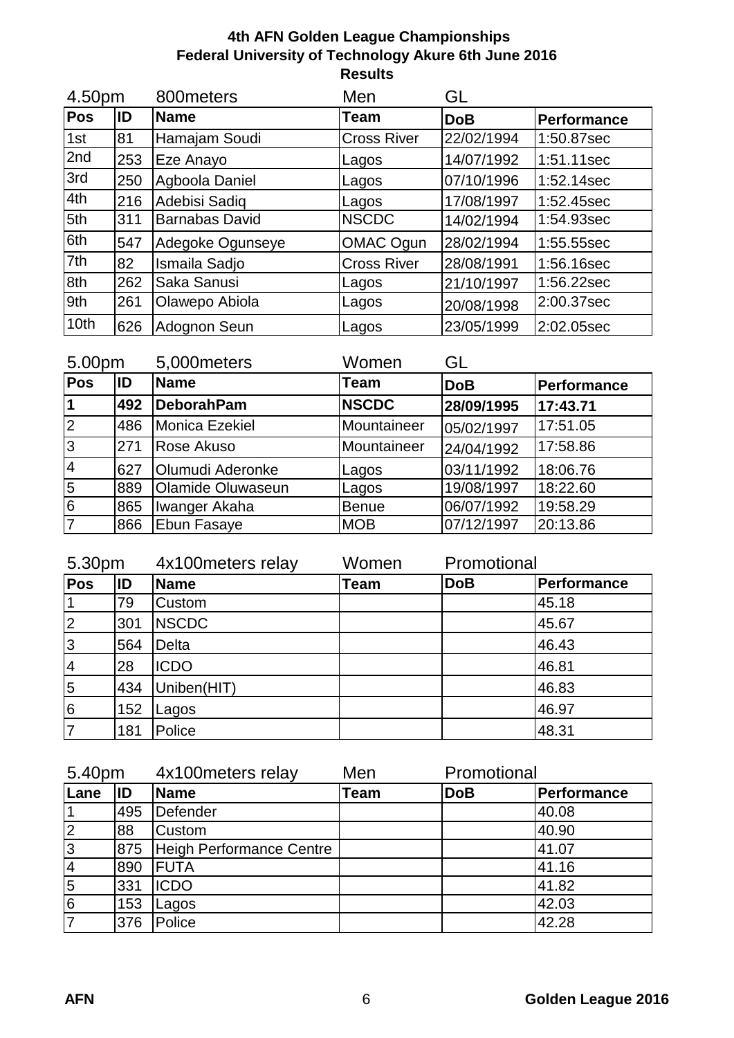**4th AFN Golden League Championships**
**Federal University of Technology Akure 6th June 2016**
**Results**

4.50pm 800meters Men GL

| Pos | ID | Name | Team | DoB | Performance |
|---|---|---|---|---|---|
| 1st | 81 | Hamajam Soudi | Cross River | 22/02/1994 | 1:50.87sec |
| 2nd | 253 | Eze Anayo | Lagos | 14/07/1992 | 1:51.11sec |
| 3rd | 250 | Agboola Daniel | Lagos | 07/10/1996 | 1:52.14sec |
| 4th | 216 | Adebisi Sadiq | Lagos | 17/08/1997 | 1:52.45sec |
| 5th | 311 | Barnabas David | NSCDC | 14/02/1994 | 1:54.93sec |
| 6th | 547 | Adegoke Ogunseye | OMAC Ogun | 28/02/1994 | 1:55.55sec |
| 7th | 82 | Ismaila Sadjo | Cross River | 28/08/1991 | 1:56.16sec |
| 8th | 262 | Saka Sanusi | Lagos | 21/10/1997 | 1:56.22sec |
| 9th | 261 | Olawepo Abiola | Lagos | 20/08/1998 | 2:00.37sec |
| 10th | 626 | Adognon Seun | Lagos | 23/05/1999 | 2:02.05sec |

5.00pm 5,000meters Women GL

| Pos | ID | Name | Team | DoB | Performance |
|---|---|---|---|---|---|
| **1** | **492** | **DeborahPam** | **NSCDC** | **28/09/1995** | **17:43.71** |
| 2 | 486 | Monica Ezekiel | Mountaineer | 05/02/1997 | 17:51.05 |
| 3 | 271 | Rose Akuso | Mountaineer | 24/04/1992 | 17:58.86 |
| 4 | 627 | Olumudi Aderonke | Lagos | 03/11/1992 | 18:06.76 |
| 5 | 889 | Olamide Oluwaseun | Lagos | 19/08/1997 | 18:22.60 |
| 6 | 865 | Iwanger Akaha | Benue | 06/07/1992 | 19:58.29 |
| 7 | 866 | Ebun Fasaye | MOB | 07/12/1997 | 20:13.86 |

5.30pm 4x100meters relay Women Promotional

| Pos | ID | Name | Team | DoB | Performance |
|---|---|---|---|---|---|
| 1 | 79 | Custom | | | 45.18 |
| 2 | 301 | NSCDC | | | 45.67 |
| 3 | 564 | Delta | | | 46.43 |
| 4 | 28 | ICDO | | | 46.81 |
| 5 | 434 | Uniben(HIT) | | | 46.83 |
| 6 | 152 | Lagos | | | 46.97 |
| 7 | 181 | Police | | | 48.31 |

5.40pm 4x100meters relay Men Promotional

| Lane | ID | Name | Team | DoB | Performance |
|---|---|---|---|---|---|
| 1 | 495 | Defender | | | 40.08 |
| 2 | 88 | Custom | | | 40.90 |
| 3 | 875 | Heigh Performance Centre | | | 41.07 |
| 4 | 890 | FUTA | | | 41.16 |
| 5 | 331 | ICDO | | | 41.82 |
| 6 | 153 | Lagos | | | 42.03 |
| 7 | 376 | Police | | | 42.28 |